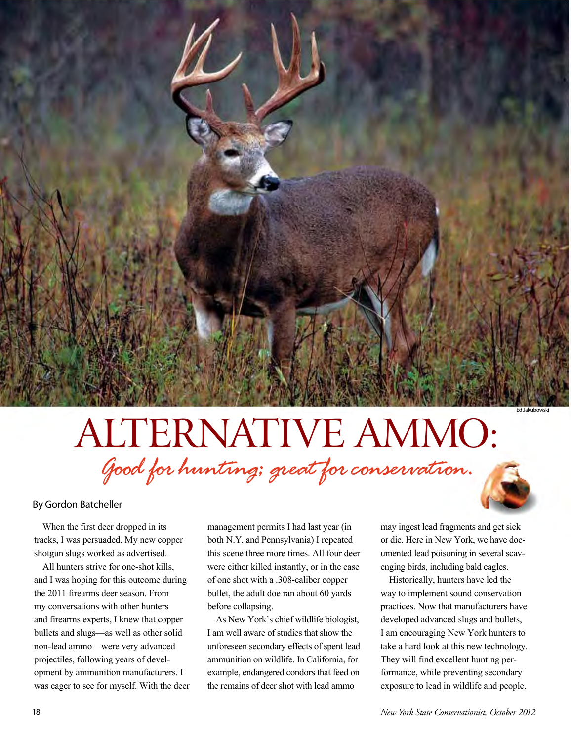Ed Jakubowski

# ALTERNATIVE AMMO:

## *Good for hunting; great for conservation.*

By Gordon Batcheller

When the first deer dropped in its tracks, I was persuaded. My new copper shotgun slugs worked as advertised.

All hunters strive for one-shot kills, and I was hoping for this outcome during the 2011 firearms deer season. From my conversations with other hunters and firearms experts, I knew that copper bullets and slugs—as well as other solid non-lead ammo—were very advanced projectiles, following years of development by ammunition manufacturers. I was eager to see for myself. With the deer management permits I had last year (in both N.Y. and Pennsylvania) I repeated this scene three more times. All four deer were either killed instantly, or in the case of one shot with a .308-caliber copper bullet, the adult doe ran about 60 yards before collapsing.

As New York's chief wildlife biologist, I am well aware of studies that show the unforeseen secondary effects of spent lead ammunition on wildlife. In California, for example, endangered condors that feed on the remains of deer shot with lead ammo may ingest lead fragments and get sick or die. Here in New York, we have documented lead poisoning in several scavenging birds, including bald eagles.

Historically, hunters have led the way to implement sound conservation practices. Now that manufacturers have developed advanced slugs and bullets, I am encouraging New York hunters to take a hard look at this new technology. They will find excellent hunting performance, while preventing secondary exposure to lead in wildlife and people.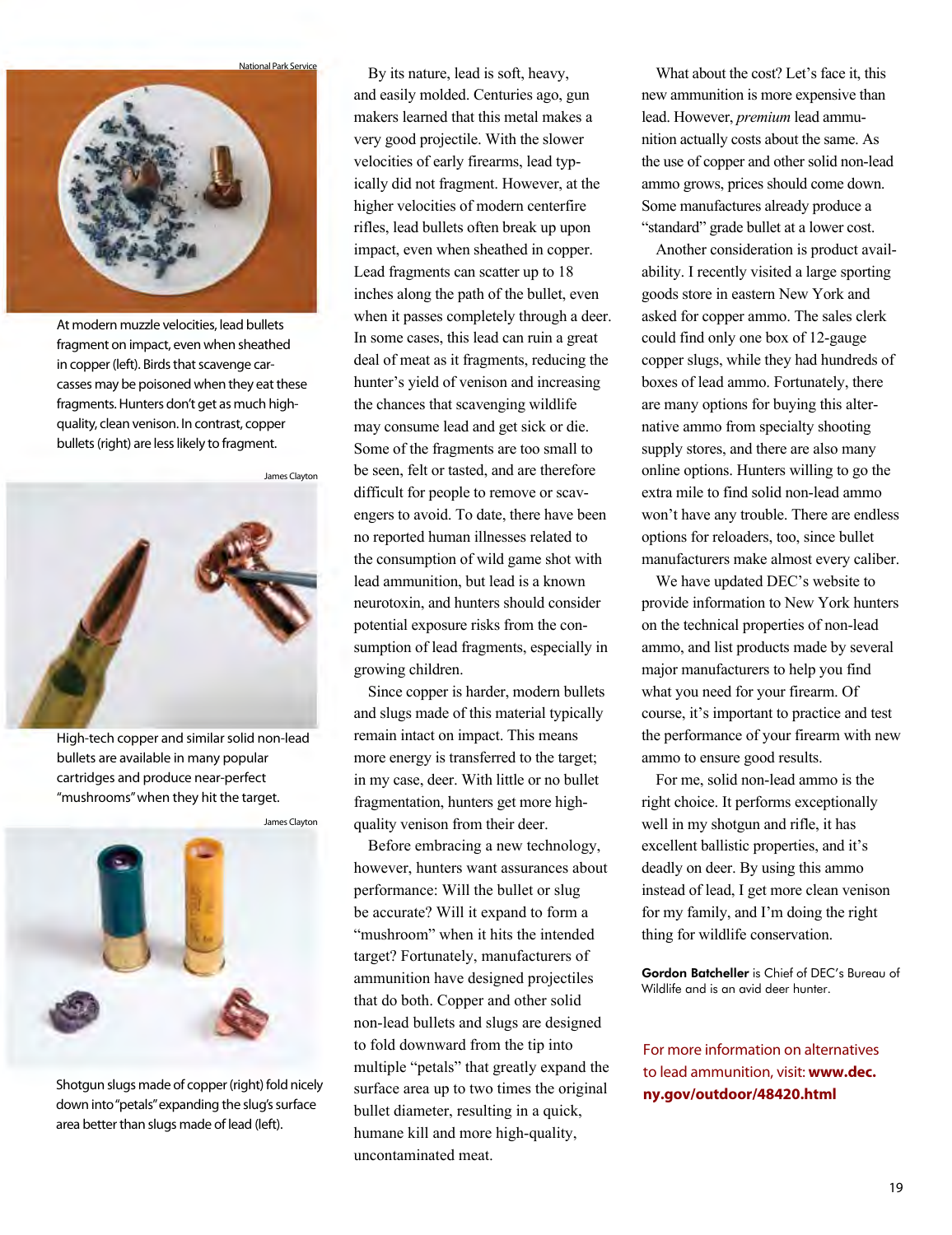At modern muzzle velocities, lead bullets fragment on impact, even when sheathed in copper (left). Birds that scavenge carcasses may be poisoned when they eat these fragments. Hunters don't get as much high-quality, clean venison. In contrast, copper bullets (right) are less likely to fragment.

High-tech copper and similar solid non-lead bullets are available in many popular cartridges and produce near-perfect "mushrooms" when they hit the target.

Shotgun slugs made of copper (right) fold nicely down into "petals" expanding the slug's surface area better than slugs made of lead (left).

By its nature, lead is soft, heavy, and easily molded. Centuries ago, gun makers learned that this metal makes a very good projectile. With the slower velocities of early firearms, lead typically did not fragment. However, at the higher velocities of modern centerfire rifles, lead bullets often break up upon impact, even when sheathed in copper. Lead fragments can scatter up to 18 inches along the path of the bullet, even when it passes completely through a deer. In some cases, this lead can ruin a great deal of meat as it fragments, reducing the hunter's yield of venison and increasing the chances that scavenging wildlife may consume lead and get sick or die. Some of the fragments are too small to be seen, felt or tasted, and are therefore difficult for people to remove or scavengers to avoid. To date, there have been no reported human illnesses related to the consumption of wild game shot with lead ammunition, but lead is a known neurotoxin, and hunters should consider potential exposure risks from the consumption of lead fragments, especially in growing children.

Since copper is harder, modern bullets and slugs made of this material typically remain intact on impact. This means more energy is transferred to the target; in my case, deer. With little or no bullet fragmentation, hunters get more high-quality venison from their deer.

Before embracing a new technology, however, hunters want assurances about performance: Will the bullet or slug be accurate? Will it expand to form a "mushroom" when it hits the intended target? Fortunately, manufacturers of ammunition have designed projectiles that do both. Copper and other solid non-lead bullets and slugs are designed to fold downward from the tip into multiple "petals" that greatly expand the surface area up to two times the original bullet diameter, resulting in a quick, humane kill and more high-quality, uncontaminated meat.

What about the cost? Let's face it, this new ammunition is more expensive than lead. However, *premium* lead ammunition actually costs about the same. As the use of copper and other solid non-lead ammo grows, prices should come down. Some manufactures already produce a "standard" grade bullet at a lower cost.

Another consideration is product availability. I recently visited a large sporting goods store in eastern New York and asked for copper ammo. The sales clerk could find only one box of 12-gauge copper slugs, while they had hundreds of boxes of lead ammo. Fortunately, there are many options for buying this alternative ammo from specialty shooting supply stores, and there are also many online options. Hunters willing to go the extra mile to find solid non-lead ammo won't have any trouble. There are endless options for reloaders, too, since bullet manufacturers make almost every caliber.

We have updated DEC's website to provide information to New York hunters on the technical properties of non-lead ammo, and list products made by several major manufacturers to help you find what you need for your firearm. Of course, it's important to practice and test the performance of your firearm with new ammo to ensure good results.

For me, solid non-lead ammo is the right choice. It performs exceptionally well in my shotgun and rifle, it has excellent ballistic properties, and it's deadly on deer. By using this ammo instead of lead, I get more clean venison for my family, and I'm doing the right thing for wildlife conservation.

**Gordon Batcheller** is Chief of DEC's Bureau of Wildlife and is an avid deer hunter.

For more information on alternatives to lead ammunition, visit: **www.dec.ny.gov/outdoor/48420.html**